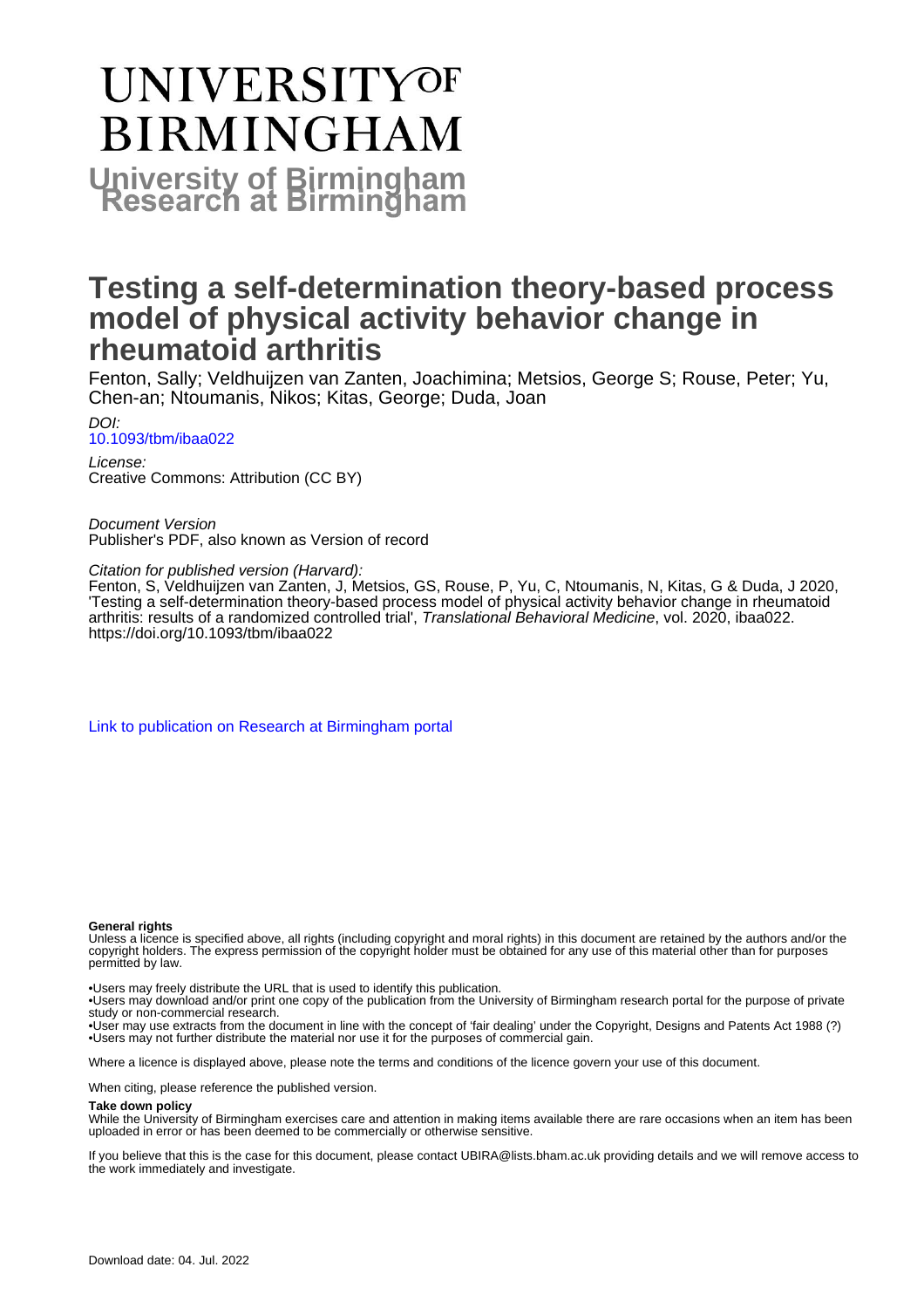# UNIVERSITY OF BIRMINGHAM

**University of Birmingham Research at Birmingham**

# Testing a self-determination theory-based process model of physical activity behavior change in rheumatoid arthritis

Fenton, Sally; Veldhuijzen van Zanten, Joachimina; Metsios, George S; Rouse, Peter; Yu, Chen-an; Ntoumanis, Nikos; Kitas, George; Duda, Joan

*DOI:*
[10.1093/tbm/ibaa022](https://doi.org/10.1093/tbm/ibaa022)

*License:*
Creative Commons: Attribution (CC BY)

*Document Version*
Publisher's PDF, also known as Version of record

*Citation for published version (Harvard):*
Fenton, S, Veldhuijzen van Zanten, J, Metsios, GS, Rouse, P, Yu, C, Ntoumanis, N, Kitas, G & Duda, J 2020, 'Testing a self-determination theory-based process model of physical activity behavior change in rheumatoid arthritis: results of a randomized controlled trial', *Translational Behavioral Medicine*, vol. 2020, ibaa022. https://doi.org/10.1093/tbm/ibaa022

[Link to publication on Research at Birmingham portal](#)

**General rights**

Unless a licence is specified above, all rights (including copyright and moral rights) in this document are retained by the authors and/or the copyright holders. The express permission of the copyright holder must be obtained for any use of this material other than for purposes permitted by law.

•Users may freely distribute the URL that is used to identify this publication.
•Users may download and/or print one copy of the publication from the University of Birmingham research portal for the purpose of private study or non-commercial research.
•User may use extracts from the document in line with the concept of 'fair dealing' under the Copyright, Designs and Patents Act 1988 (?)
•Users may not further distribute the material nor use it for the purposes of commercial gain.

Where a licence is displayed above, please note the terms and conditions of the licence govern your use of this document.

When citing, please reference the published version.

**Take down policy**

While the University of Birmingham exercises care and attention in making items available there are rare occasions when an item has been uploaded in error or has been deemed to be commercially or otherwise sensitive.

If you believe that this is the case for this document, please contact UBIRA@lists.bham.ac.uk providing details and we will remove access to the work immediately and investigate.

Download date: 04. Jul. 2022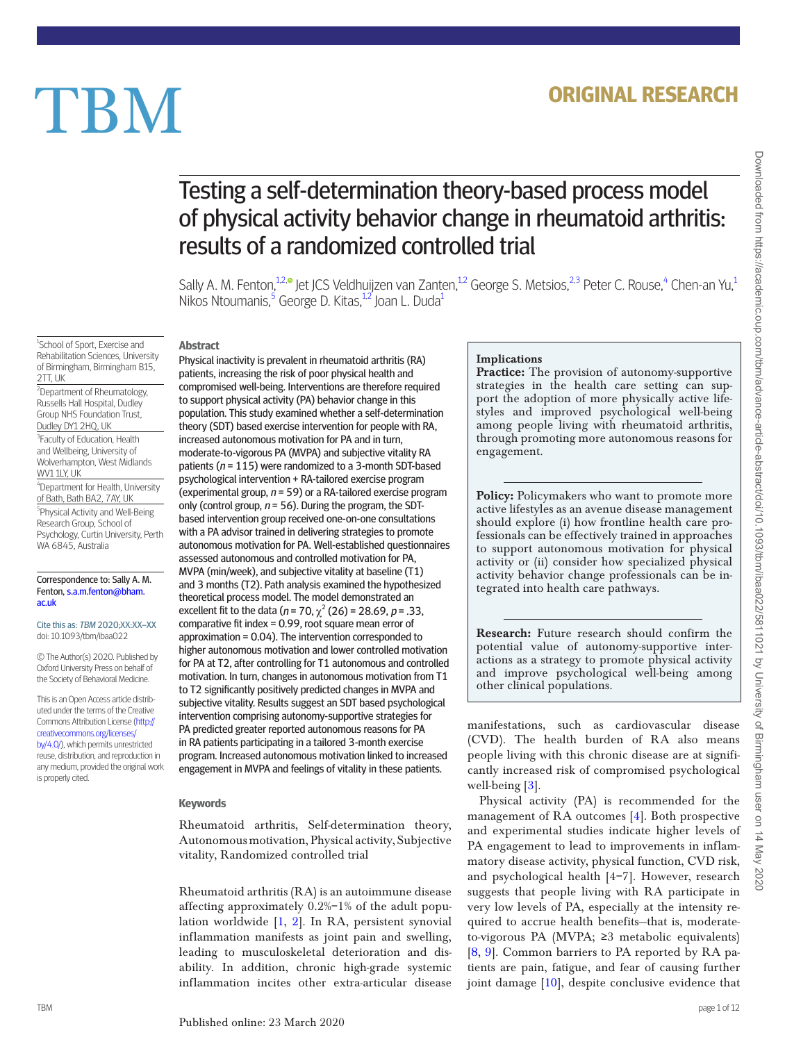# ORIGINAL RESEARCH

# Testing a self-determination theory-based process model of physical activity behavior change in rheumatoid arthritis: results of a randomized controlled trial

Sally A. M. Fenton,[1,2] Jet JCS Veldhuijzen van Zanten,[1,2] George S. Metsios,[2,3] Peter C. Rouse,[4] Chen-an Yu,[1] Nikos Ntoumanis,[5] George D. Kitas,[1,2] Joan L. Duda[1]

[1]School of Sport, Exercise and Rehabilitation Sciences, University of Birmingham, Birmingham B15, 2TT, UK

[2]Department of Rheumatology, Russells Hall Hospital, Dudley Group NHS Foundation Trust, Dudley DY1 2HQ, UK

[3]Faculty of Education, Health and Wellbeing, University of Wolverhampton, West Midlands WV1 1LY, UK

[4]Department for Health, University of Bath, Bath BA2, 7AY, UK

[5]Physical Activity and Well-Being Research Group, School of Psychology, Curtin University, Perth WA 6845, Australia

Correspondence to: Sally A. M. Fenton, s.a.m.fenton@bham.ac.uk

Cite this as: *TBM* 2020;XX:XX–XX
doi: 10.1093/tbm/ibaa022

© The Author(s) 2020. Published by Oxford University Press on behalf of the Society of Behavioral Medicine.

This is an Open Access article distributed under the terms of the Creative Commons Attribution License (http://creativecommons.org/licenses/by/4.0/), which permits unrestricted reuse, distribution, and reproduction in any medium, provided the original work is properly cited.

## Abstract

Physical inactivity is prevalent in rheumatoid arthritis (RA) patients, increasing the risk of poor physical health and compromised well-being. Interventions are therefore required to support physical activity (PA) behavior change in this population. This study examined whether a self-determination theory (SDT) based exercise intervention for people with RA, increased autonomous motivation for PA and in turn, moderate-to-vigorous PA (MVPA) and subjective vitality RA patients ($n$ = 115) were randomized to a 3-month SDT-based psychological intervention + RA-tailored exercise program (experimental group, $n$ = 59) or a RA-tailored exercise program only (control group, $n$ = 56). During the program, the SDT-based intervention group received one-on-one consultations with a PA advisor trained in delivering strategies to promote autonomous motivation for PA. Well-established questionnaires assessed autonomous and controlled motivation for PA, MVPA (min/week), and subjective vitality at baseline (T1) and 3 months (T2). Path analysis examined the hypothesized theoretical process model. The model demonstrated an excellent fit to the data ($n$ = 70, $\chi^2$ (26) = 28.69, $p$ = .33, comparative fit index = 0.99, root square mean error of approximation = 0.04). The intervention corresponded to higher autonomous motivation and lower controlled motivation for PA at T2, after controlling for T1 autonomous and controlled motivation. In turn, changes in autonomous motivation from T1 to T2 significantly positively predicted changes in MVPA and subjective vitality. Results suggest an SDT based psychological intervention comprising autonomy-supportive strategies for PA predicted greater reported autonomous reasons for PA in RA patients participating in a tailored 3-month exercise program. Increased autonomous motivation linked to increased engagement in MVPA and feelings of vitality in these patients.

### Keywords

Rheumatoid arthritis, Self-determination theory, Autonomous motivation, Physical activity, Subjective vitality, Randomized controlled trial

Rheumatoid arthritis (RA) is an autoimmune disease affecting approximately 0.2%–1% of the adult population worldwide [1, 2]. In RA, persistent synovial inflammation manifests as joint pain and swelling, leading to musculoskeletal deterioration and disability. In addition, chronic high-grade systemic inflammation incites other extra-articular disease manifestations, such as cardiovascular disease (CVD). The health burden of RA also means people living with this chronic disease are at significantly increased risk of compromised psychological well-being [3].

> **Implications**
>
> **Practice:** The provision of autonomy-supportive strategies in the health care setting can support the adoption of more physically active lifestyles and improved psychological well-being among people living with rheumatoid arthritis, through promoting more autonomous reasons for engagement.
>
> **Policy:** Policymakers who want to promote more active lifestyles as an avenue disease management should explore (i) how frontline health care professionals can be effectively trained in approaches to support autonomous motivation for physical activity or (ii) consider how specialized physical activity behavior change professionals can be integrated into health care pathways.
>
> **Research:** Future research should confirm the potential value of autonomy-supportive interactions as a strategy to promote physical activity and improve psychological well-being among other clinical populations.

Physical activity (PA) is recommended for the management of RA outcomes [4]. Both prospective and experimental studies indicate higher levels of PA engagement to lead to improvements in inflammatory disease activity, physical function, CVD risk, and psychological health [4–7]. However, research suggests that people living with RA participate in very low levels of PA, especially at the intensity required to accrue health benefits–that is, moderate-to-vigorous PA (MVPA; ≥3 metabolic equivalents) [8, 9]. Common barriers to PA reported by RA patients are pain, fatigue, and fear of causing further joint damage [10], despite conclusive evidence that

Published online: 23 March 2020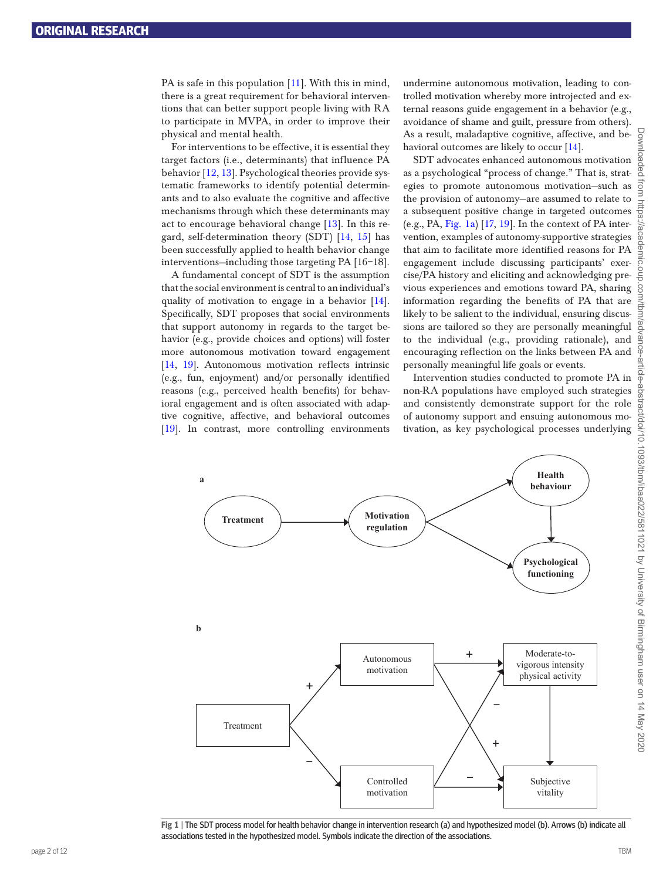PA is safe in this population [11]. With this in mind, there is a great requirement for behavioral interventions that can better support people living with RA to participate in MVPA, in order to improve their physical and mental health.

For interventions to be effective, it is essential they target factors (i.e., determinants) that influence PA behavior [12, 13]. Psychological theories provide systematic frameworks to identify potential determinants and to also evaluate the cognitive and affective mechanisms through which these determinants may act to encourage behavioral change [13]. In this regard, self-determination theory (SDT) [14, 15] has been successfully applied to health behavior change interventions—including those targeting PA [16–18].

A fundamental concept of SDT is the assumption that the social environment is central to an individual's quality of motivation to engage in a behavior [14]. Specifically, SDT proposes that social environments that support autonomy in regards to the target behavior (e.g., provide choices and options) will foster more autonomous motivation toward engagement [14, 19]. Autonomous motivation reflects intrinsic (e.g., fun, enjoyment) and/or personally identified reasons (e.g., perceived health benefits) for behavioral engagement and is often associated with adaptive cognitive, affective, and behavioral outcomes [19]. In contrast, more controlling environments undermine autonomous motivation, leading to controlled motivation whereby more introjected and external reasons guide engagement in a behavior (e.g., avoidance of shame and guilt, pressure from others). As a result, maladaptive cognitive, affective, and behavioral outcomes are likely to occur [14].

SDT advocates enhanced autonomous motivation as a psychological "process of change." That is, strategies to promote autonomous motivation—such as the provision of autonomy—are assumed to relate to a subsequent positive change in targeted outcomes (e.g., PA, Fig. 1a) [17, 19]. In the context of PA intervention, examples of autonomy-supportive strategies that aim to facilitate more identified reasons for PA engagement include discussing participants' exercise/PA history and eliciting and acknowledging previous experiences and emotions toward PA, sharing information regarding the benefits of PA that are likely to be salient to the individual, ensuring discussions are tailored so they are personally meaningful to the individual (e.g., providing rationale), and encouraging reflection on the links between PA and personally meaningful life goals or events.

Intervention studies conducted to promote PA in non-RA populations have employed such strategies and consistently demonstrate support for the role of autonomy support and ensuing autonomous motivation, as key psychological processes underlying

Fig 1 | The SDT process model for health behavior change in intervention research (a) and hypothesized model (b). Arrows (b) indicate all associations tested in the hypothesized model. Symbols indicate the direction of the associations.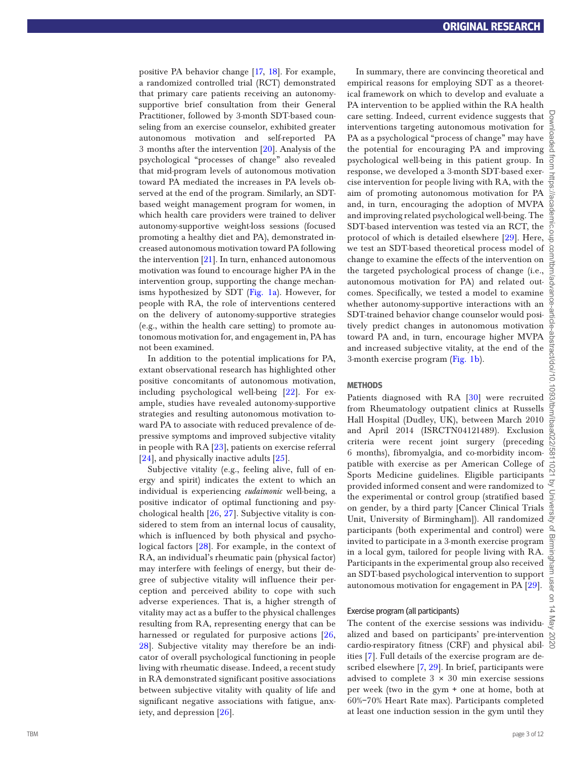positive PA behavior change [17, 18]. For example, a randomized controlled trial (RCT) demonstrated that primary care patients receiving an autonomy-supportive brief consultation from their General Practitioner, followed by 3-month SDT-based counseling from an exercise counselor, exhibited greater autonomous motivation and self-reported PA 3 months after the intervention [20]. Analysis of the psychological "processes of change" also revealed that mid-program levels of autonomous motivation toward PA mediated the increases in PA levels observed at the end of the program. Similarly, an SDT-based weight management program for women, in which health care providers were trained to deliver autonomy-supportive weight-loss sessions (focused promoting a healthy diet and PA), demonstrated increased autonomous motivation toward PA following the intervention [21]. In turn, enhanced autonomous motivation was found to encourage higher PA in the intervention group, supporting the change mechanisms hypothesized by SDT (Fig. 1a). However, for people with RA, the role of interventions centered on the delivery of autonomy-supportive strategies (e.g., within the health care setting) to promote autonomous motivation for, and engagement in, PA has not been examined.

In addition to the potential implications for PA, extant observational research has highlighted other positive concomitants of autonomous motivation, including psychological well-being [22]. For example, studies have revealed autonomy-supportive strategies and resulting autonomous motivation toward PA to associate with reduced prevalence of depressive symptoms and improved subjective vitality in people with RA [23], patients on exercise referral [24], and physically inactive adults [25].

Subjective vitality (e.g., feeling alive, full of energy and spirit) indicates the extent to which an individual is experiencing *eudaimonic* well-being, a positive indicator of optimal functioning and psychological health [26, 27]. Subjective vitality is considered to stem from an internal locus of causality, which is influenced by both physical and psychological factors [28]. For example, in the context of RA, an individual's rheumatic pain (physical factor) may interfere with feelings of energy, but their degree of subjective vitality will influence their perception and perceived ability to cope with such adverse experiences. That is, a higher strength of vitality may act as a buffer to the physical challenges resulting from RA, representing energy that can be harnessed or regulated for purposive actions [26, 28]. Subjective vitality may therefore be an indicator of overall psychological functioning in people living with rheumatic disease. Indeed, a recent study in RA demonstrated significant positive associations between subjective vitality with quality of life and significant negative associations with fatigue, anxiety, and depression [26].

In summary, there are convincing theoretical and empirical reasons for employing SDT as a theoretical framework on which to develop and evaluate a PA intervention to be applied within the RA health care setting. Indeed, current evidence suggests that interventions targeting autonomous motivation for PA as a psychological "process of change" may have the potential for encouraging PA and improving psychological well-being in this patient group. In response, we developed a 3-month SDT-based exercise intervention for people living with RA, with the aim of promoting autonomous motivation for PA and, in turn, encouraging the adoption of MVPA and improving related psychological well-being. The SDT-based intervention was tested via an RCT, the protocol of which is detailed elsewhere [29]. Here, we test an SDT-based theoretical process model of change to examine the effects of the intervention on the targeted psychological process of change (i.e., autonomous motivation for PA) and related outcomes. Specifically, we tested a model to examine whether autonomy-supportive interactions with an SDT-trained behavior change counselor would positively predict changes in autonomous motivation toward PA and, in turn, encourage higher MVPA and increased subjective vitality, at the end of the 3-month exercise program (Fig. 1b).

## METHODS

Patients diagnosed with RA [30] were recruited from Rheumatology outpatient clinics at Russells Hall Hospital (Dudley, UK), between March 2010 and April 2014 (ISRCTN04121489). Exclusion criteria were recent joint surgery (preceding 6 months), fibromyalgia, and co-morbidity incompatible with exercise as per American College of Sports Medicine guidelines. Eligible participants provided informed consent and were randomized to the experimental or control group (stratified based on gender, by a third party [Cancer Clinical Trials Unit, University of Birmingham]). All randomized participants (both experimental and control) were invited to participate in a 3-month exercise program in a local gym, tailored for people living with RA. Participants in the experimental group also received an SDT-based psychological intervention to support autonomous motivation for engagement in PA [29].

### Exercise program (all participants)

The content of the exercise sessions was individualized and based on participants' pre-intervention cardio-respiratory fitness (CRF) and physical abilities [7]. Full details of the exercise program are described elsewhere [7, 29]. In brief, participants were advised to complete 3 × 30 min exercise sessions per week (two in the gym + one at home, both at 60%–70% Heart Rate max). Participants completed at least one induction session in the gym until they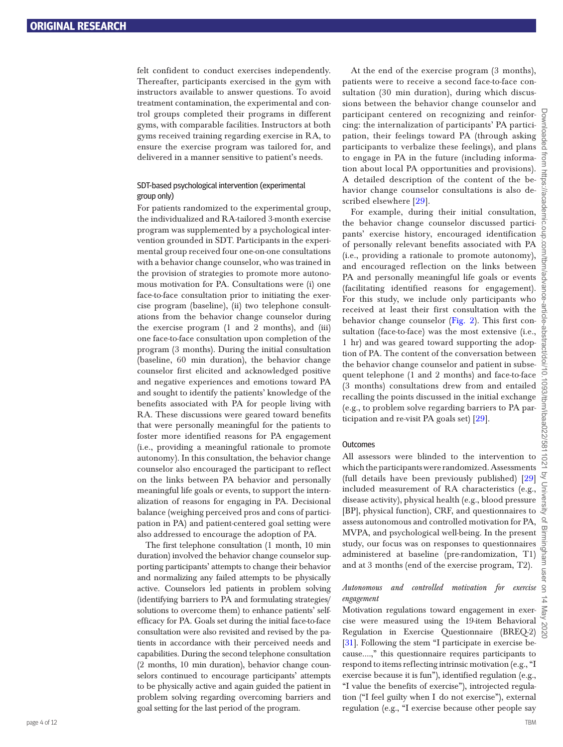felt confident to conduct exercises independently. Thereafter, participants exercised in the gym with instructors available to answer questions. To avoid treatment contamination, the experimental and control groups completed their programs in different gyms, with comparable facilities. Instructors at both gyms received training regarding exercise in RA, to ensure the exercise program was tailored for, and delivered in a manner sensitive to patient's needs.

### SDT-based psychological intervention (experimental group only)

For patients randomized to the experimental group, the individualized and RA-tailored 3-month exercise program was supplemented by a psychological intervention grounded in SDT. Participants in the experimental group received four one-on-one consultations with a behavior change counselor, who was trained in the provision of strategies to promote more autonomous motivation for PA. Consultations were (i) one face-to-face consultation prior to initiating the exercise program (baseline), (ii) two telephone consultations from the behavior change counselor during the exercise program (1 and 2 months), and (iii) one face-to-face consultation upon completion of the program (3 months). During the initial consultation (baseline, 60 min duration), the behavior change counselor first elicited and acknowledged positive and negative experiences and emotions toward PA and sought to identify the patients' knowledge of the benefits associated with PA for people living with RA. These discussions were geared toward benefits that were personally meaningful for the patients to foster more identified reasons for PA engagement (i.e., providing a meaningful rationale to promote autonomy). In this consultation, the behavior change counselor also encouraged the participant to reflect on the links between PA behavior and personally meaningful life goals or events, to support the internalization of reasons for engaging in PA. Decisional balance (weighing perceived pros and cons of participation in PA) and patient-centered goal setting were also addressed to encourage the adoption of PA.

The first telephone consultation (1 month, 10 min duration) involved the behavior change counselor supporting participants' attempts to change their behavior and normalizing any failed attempts to be physically active. Counselors led patients in problem solving (identifying barriers to PA and formulating strategies/solutions to overcome them) to enhance patients' self-efficacy for PA. Goals set during the initial face-to-face consultation were also revisited and revised by the patients in accordance with their perceived needs and capabilities. During the second telephone consultation (2 months, 10 min duration), behavior change counselors continued to encourage participants' attempts to be physically active and again guided the patient in problem solving regarding overcoming barriers and goal setting for the last period of the program.

At the end of the exercise program (3 months), patients were to receive a second face-to-face consultation (30 min duration), during which discussions between the behavior change counselor and participant centered on recognizing and reinforcing: the internalization of participants' PA participation, their feelings toward PA (through asking participants to verbalize these feelings), and plans to engage in PA in the future (including information about local PA opportunities and provisions). A detailed description of the content of the behavior change counselor consultations is also described elsewhere [29].

For example, during their initial consultation, the behavior change counselor discussed participants' exercise history, encouraged identification of personally relevant benefits associated with PA (i.e., providing a rationale to promote autonomy), and encouraged reflection on the links between PA and personally meaningful life goals or events (facilitating identified reasons for engagement). For this study, we include only participants who received at least their first consultation with the behavior change counselor (Fig. 2). This first consultation (face-to-face) was the most extensive (i.e., 1 hr) and was geared toward supporting the adoption of PA. The content of the conversation between the behavior change counselor and patient in subsequent telephone (1 and 2 months) and face-to-face (3 months) consultations drew from and entailed recalling the points discussed in the initial exchange (e.g., to problem solve regarding barriers to PA participation and re-visit PA goals set) [29].

### Outcomes

All assessors were blinded to the intervention to which the participants were randomized. Assessments (full details have been previously published) [29] included measurement of RA characteristics (e.g., disease activity), physical health (e.g., blood pressure [BP], physical function), CRF, and questionnaires to assess autonomous and controlled motivation for PA, MVPA, and psychological well-being. In the present study, our focus was on responses to questionnaires administered at baseline (pre-randomization, T1) and at 3 months (end of the exercise program, T2).

#### *Autonomous and controlled motivation for exercise engagement*

Motivation regulations toward engagement in exercise were measured using the 19-item Behavioral Regulation in Exercise Questionnaire (BREQ-2) [31]. Following the stem "I participate in exercise because....," this questionnaire requires participants to respond to items reflecting intrinsic motivation (e.g., "I exercise because it is fun"), identified regulation (e.g., "I value the benefits of exercise"), introjected regulation ("I feel guilty when I do not exercise"), external regulation (e.g., "I exercise because other people say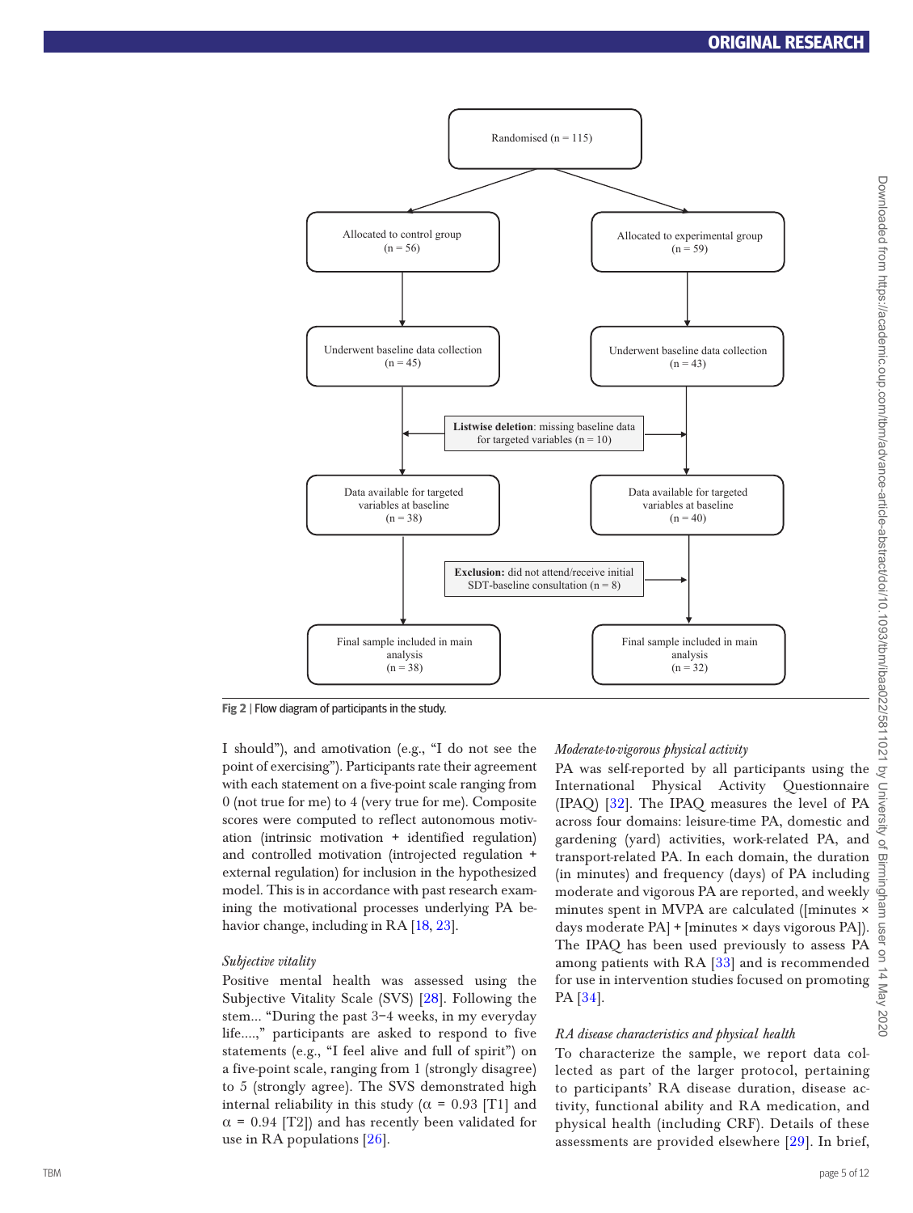Randomised (n = 115)

Allocated to control group (n = 56)

Allocated to experimental group (n = 59)

Underwent baseline data collection (n = 45)

Underwent baseline data collection (n = 43)

**Listwise deletion**: missing baseline data for targeted variables (n = 10)

Data available for targeted variables at baseline (n = 38)

Data available for targeted variables at baseline (n = 40)

**Exclusion:** did not attend/receive initial SDT-baseline consultation (n = 8)

Final sample included in main analysis (n = 38)

Final sample included in main analysis (n = 32)

**Fig 2** | Flow diagram of participants in the study.

I should"), and amotivation (e.g., "I do not see the point of exercising"). Participants rate their agreement with each statement on a five-point scale ranging from 0 (not true for me) to 4 (very true for me). Composite scores were computed to reflect autonomous motivation (intrinsic motivation + identified regulation) and controlled motivation (introjected regulation + external regulation) for inclusion in the hypothesized model. This is in accordance with past research examining the motivational processes underlying PA behavior change, including in RA [18, 23].

### *Subjective vitality*

Positive mental health was assessed using the Subjective Vitality Scale (SVS) [28]. Following the stem... "During the past 3–4 weeks, in my everyday life....," participants are asked to respond to five statements (e.g., "I feel alive and full of spirit") on a five-point scale, ranging from 1 (strongly disagree) to 5 (strongly agree). The SVS demonstrated high internal reliability in this study ($\alpha = 0.93$ [T1] and $\alpha = 0.94$ [T2]) and has recently been validated for use in RA populations [26].

### *Moderate-to-vigorous physical activity*

PA was self-reported by all participants using the International Physical Activity Questionnaire (IPAQ) [32]. The IPAQ measures the level of PA across four domains: leisure-time PA, domestic and gardening (yard) activities, work-related PA, and transport-related PA. In each domain, the duration (in minutes) and frequency (days) of PA including moderate and vigorous PA are reported, and weekly minutes spent in MVPA are calculated ([minutes × days moderate PA] + [minutes × days vigorous PA]). The IPAQ has been used previously to assess PA among patients with RA [33] and is recommended for use in intervention studies focused on promoting PA [34].

### *RA disease characteristics and physical health*

To characterize the sample, we report data collected as part of the larger protocol, pertaining to participants' RA disease duration, disease activity, functional ability and RA medication, and physical health (including CRF). Details of these assessments are provided elsewhere [29]. In brief,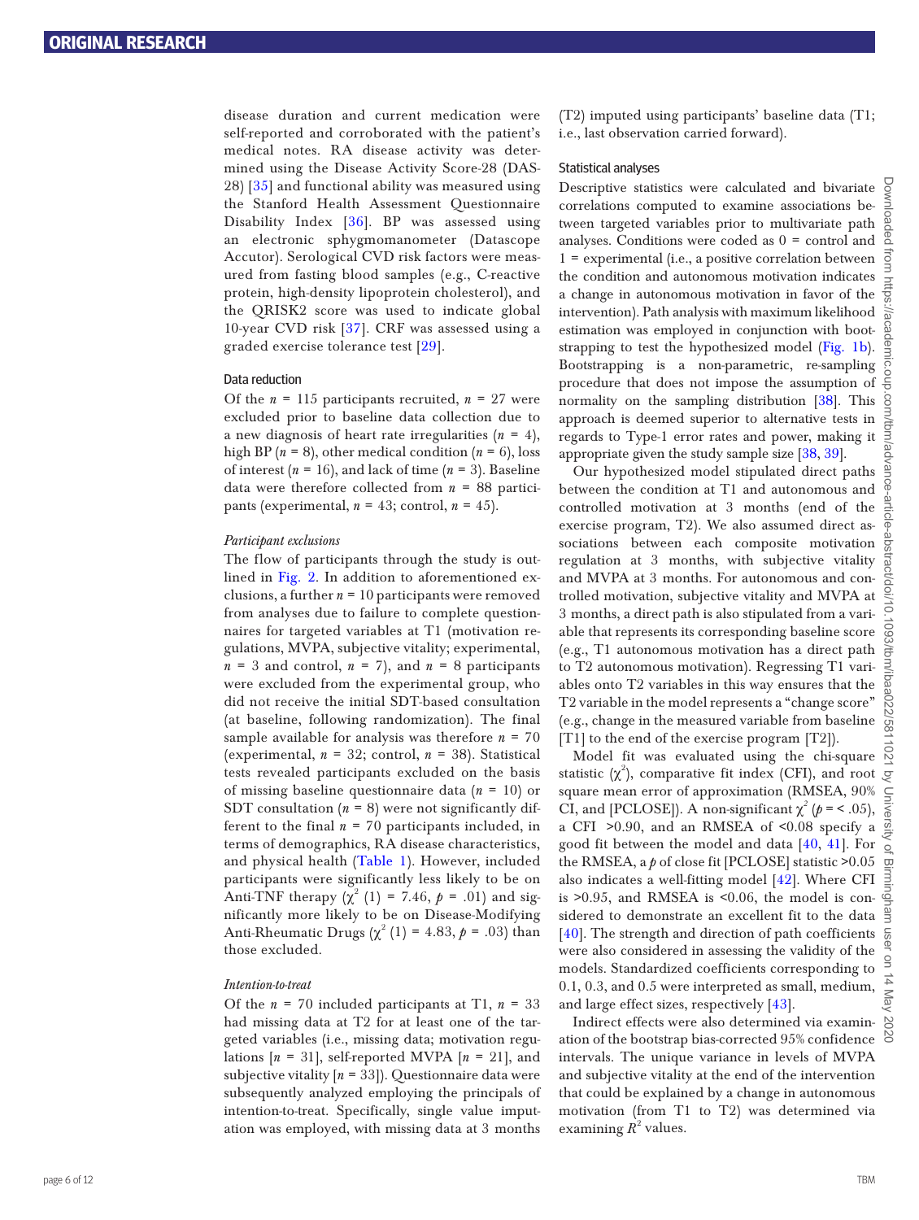disease duration and current medication were self-reported and corroborated with the patient's medical notes. RA disease activity was determined using the Disease Activity Score-28 (DAS-28) [35] and functional ability was measured using the Stanford Health Assessment Questionnaire Disability Index [36]. BP was assessed using an electronic sphygmomanometer (Datascope Accutor). Serological CVD risk factors were measured from fasting blood samples (e.g., C-reactive protein, high-density lipoprotein cholesterol), and the QRISK2 score was used to indicate global 10-year CVD risk [37]. CRF was assessed using a graded exercise tolerance test [29].

### Data reduction

Of the $n$ = 115 participants recruited, $n$ = 27 were excluded prior to baseline data collection due to a new diagnosis of heart rate irregularities ($n$ = 4), high BP ($n$ = 8), other medical condition ($n$ = 6), loss of interest ($n$ = 16), and lack of time ($n$ = 3). Baseline data were therefore collected from $n$ = 88 participants (experimental, $n$ = 43; control, $n$ = 45).

#### *Participant exclusions*

The flow of participants through the study is outlined in Fig. 2. In addition to aforementioned exclusions, a further $n$ = 10 participants were removed from analyses due to failure to complete questionnaires for targeted variables at T1 (motivation regulations, MVPA, subjective vitality; experimental, $n$ = 3 and control, $n$ = 7), and $n$ = 8 participants were excluded from the experimental group, who did not receive the initial SDT-based consultation (at baseline, following randomization). The final sample available for analysis was therefore $n$ = 70 (experimental, $n$ = 32; control, $n$ = 38). Statistical tests revealed participants excluded on the basis of missing baseline questionnaire data ($n$ = 10) or SDT consultation ($n$ = 8) were not significantly different to the final $n$ = 70 participants included, in terms of demographics, RA disease characteristics, and physical health (Table 1). However, included participants were significantly less likely to be on Anti-TNF therapy ($\chi^2$ (1) = 7.46, $p$ = .01) and significantly more likely to be on Disease-Modifying Anti-Rheumatic Drugs ($\chi^2$ (1) = 4.83, $p$ = .03) than those excluded.

#### *Intention-to-treat*

Of the $n$ = 70 included participants at T1, $n$ = 33 had missing data at T2 for at least one of the targeted variables (i.e., missing data; motivation regulations [$n$ = 31], self-reported MVPA [$n$ = 21], and subjective vitality [$n$ = 33]). Questionnaire data were subsequently analyzed employing the principals of intention-to-treat. Specifically, single value imputation was employed, with missing data at 3 months (T2) imputed using participants' baseline data (T1; i.e., last observation carried forward).

### Statistical analyses

Descriptive statistics were calculated and bivariate correlations computed to examine associations between targeted variables prior to multivariate path analyses. Conditions were coded as 0 = control and 1 = experimental (i.e., a positive correlation between the condition and autonomous motivation indicates a change in autonomous motivation in favor of the intervention). Path analysis with maximum likelihood estimation was employed in conjunction with bootstrapping to test the hypothesized model (Fig. 1b). Bootstrapping is a non-parametric, re-sampling procedure that does not impose the assumption of normality on the sampling distribution [38]. This approach is deemed superior to alternative tests in regards to Type-1 error rates and power, making it appropriate given the study sample size [38, 39].

Our hypothesized model stipulated direct paths between the condition at T1 and autonomous and controlled motivation at 3 months (end of the exercise program, T2). We also assumed direct associations between each composite motivation regulation at 3 months, with subjective vitality and MVPA at 3 months. For autonomous and controlled motivation, subjective vitality and MVPA at 3 months, a direct path is also stipulated from a variable that represents its corresponding baseline score (e.g., T1 autonomous motivation has a direct path to T2 autonomous motivation). Regressing T1 variables onto T2 variables in this way ensures that the T2 variable in the model represents a "change score" (e.g., change in the measured variable from baseline [T1] to the end of the exercise program [T2]).

Model fit was evaluated using the chi-square statistic ($\chi^2$), comparative fit index (CFI), and root square mean error of approximation (RMSEA, 90% CI, and [PCLOSE]). A non-significant $\chi^2$ ($p$ = < .05), a CFI >0.90, and an RMSEA of <0.08 specify a good fit between the model and data [40, 41]. For the RMSEA, a $p$ of close fit [PCLOSE] statistic >0.05 also indicates a well-fitting model [42]. Where CFI is >0.95, and RMSEA is <0.06, the model is considered to demonstrate an excellent fit to the data [40]. The strength and direction of path coefficients were also considered in assessing the validity of the models. Standardized coefficients corresponding to 0.1, 0.3, and 0.5 were interpreted as small, medium, and large effect sizes, respectively [43].

Indirect effects were also determined via examination of the bootstrap bias-corrected 95% confidence intervals. The unique variance in levels of MVPA and subjective vitality at the end of the intervention that could be explained by a change in autonomous motivation (from T1 to T2) was determined via examining $R^2$ values.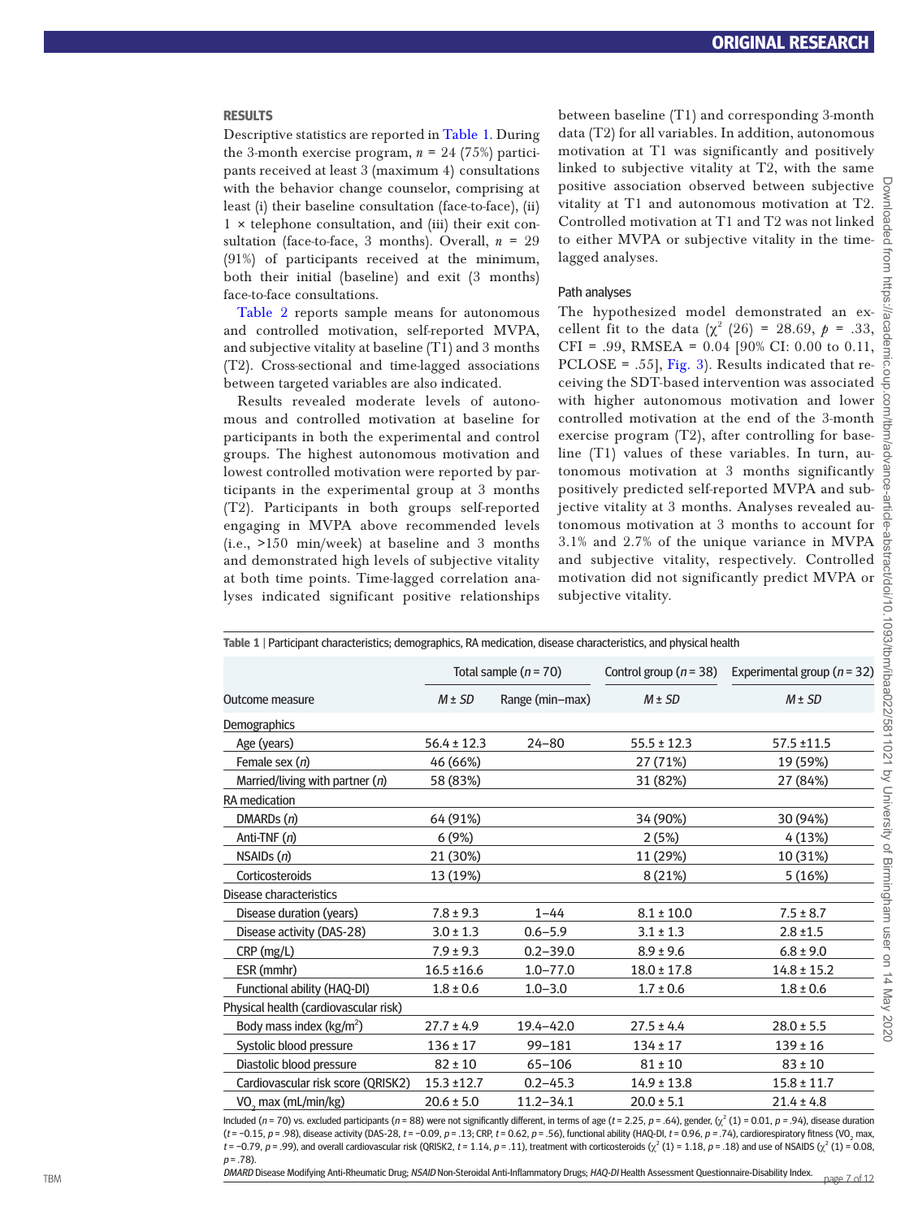## RESULTS

Descriptive statistics are reported in Table 1. During the 3-month exercise program, $n$ = 24 (75%) participants received at least 3 (maximum 4) consultations with the behavior change counselor, comprising at least (i) their baseline consultation (face-to-face), (ii) 1 × telephone consultation, and (iii) their exit consultation (face-to-face, 3 months). Overall, $n$ = 29 (91%) of participants received at the minimum, both their initial (baseline) and exit (3 months) face-to-face consultations.

Table 2 reports sample means for autonomous and controlled motivation, self-reported MVPA, and subjective vitality at baseline (T1) and 3 months (T2). Cross-sectional and time-lagged associations between targeted variables are also indicated.

Results revealed moderate levels of autonomous and controlled motivation at baseline for participants in both the experimental and control groups. The highest autonomous motivation and lowest controlled motivation were reported by participants in the experimental group at 3 months (T2). Participants in both groups self-reported engaging in MVPA above recommended levels (i.e., >150 min/week) at baseline and 3 months and demonstrated high levels of subjective vitality at both time points. Time-lagged correlation analyses indicated significant positive relationships between baseline (T1) and corresponding 3-month data (T2) for all variables. In addition, autonomous motivation at T1 was significantly and positively linked to subjective vitality at T2, with the same positive association observed between subjective vitality at T1 and autonomous motivation at T2. Controlled motivation at T1 and T2 was not linked to either MVPA or subjective vitality in the time-lagged analyses.

### Path analyses

The hypothesized model demonstrated an excellent fit to the data ($\chi^2$ (26) = 28.69, $p$ = .33, CFI = .99, RMSEA = 0.04 [90% CI: 0.00 to 0.11, PCLOSE = .55], Fig. 3). Results indicated that receiving the SDT-based intervention was associated with higher autonomous motivation and lower controlled motivation at the end of the 3-month exercise program (T2), after controlling for baseline (T1) values of these variables. In turn, autonomous motivation at 3 months significantly positively predicted self-reported MVPA and subjective vitality at 3 months. Analyses revealed autonomous motivation at 3 months to account for 3.1% and 2.7% of the unique variance in MVPA and subjective vitality, respectively. Controlled motivation did not significantly predict MVPA or subjective vitality.

**Table 1** | Participant characteristics; demographics, RA medication, disease characteristics, and physical health

| | Total sample ($n$ = 70) | | Control group ($n$ = 38) | Experimental group ($n$ = 32) |
|---|---|---|---|---|
| Outcome measure | *M* ± *SD* | Range (min–max) | *M* ± *SD* | *M* ± *SD* |
| Demographics | | | | |
| Age (years) | 56.4 ± 12.3 | 24–80 | 55.5 ± 12.3 | 57.5 ±11.5 |
| Female sex ($n$) | 46 (66%) | | 27 (71%) | 19 (59%) |
| Married/living with partner ($n$) | 58 (83%) | | 31 (82%) | 27 (84%) |
| RA medication | | | | |
| DMARDs ($n$) | 64 (91%) | | 34 (90%) | 30 (94%) |
| Anti-TNF ($n$) | 6 (9%) | | 2 (5%) | 4 (13%) |
| NSAIDs ($n$) | 21 (30%) | | 11 (29%) | 10 (31%) |
| Corticosteroids | 13 (19%) | | 8 (21%) | 5 (16%) |
| Disease characteristics | | | | |
| Disease duration (years) | 7.8 ± 9.3 | 1–44 | 8.1 ± 10.0 | 7.5 ± 8.7 |
| Disease activity (DAS-28) | 3.0 ± 1.3 | 0.6–5.9 | 3.1 ± 1.3 | 2.8 ±1.5 |
| CRP (mg/L) | 7.9 ± 9.3 | 0.2–39.0 | 8.9 ± 9.6 | 6.8 ± 9.0 |
| ESR (mmhr) | 16.5 ±16.6 | 1.0–77.0 | 18.0 ± 17.8 | 14.8 ± 15.2 |
| Functional ability (HAQ-DI) | 1.8 ± 0.6 | 1.0–3.0 | 1.7 ± 0.6 | 1.8 ± 0.6 |
| Physical health (cardiovascular risk) | | | | |
| Body mass index (kg/m$^2$) | 27.7 ± 4.9 | 19.4–42.0 | 27.5 ± 4.4 | 28.0 ± 5.5 |
| Systolic blood pressure | 136 ± 17 | 99–181 | 134 ± 17 | 139 ± 16 |
| Diastolic blood pressure | 82 ± 10 | 65–106 | 81 ± 10 | 83 ± 10 |
| Cardiovascular risk score (QRISK2) | 15.3 ±12.7 | 0.2–45.3 | 14.9 ± 13.8 | 15.8 ± 11.7 |
| $VO_2$ max (mL/min/kg) | 20.6 ± 5.0 | 11.2–34.1 | 20.0 ± 5.1 | 21.4 ± 4.8 |

Included ($n$ = 70) vs. excluded participants ($n$ = 88) were not significantly different, in terms of age ($t$ = 2.25, $p$ = .64), gender, ($\chi^2$ (1) = 0.01, $p$ = .94), disease duration ($t$ = −0.15, $p$ = .98), disease activity (DAS-28, $t$ = −0.09, $p$ = .13; CRP, $t$ = 0.62, $p$ = .56), functional ability (HAQ-DI, $t$ = 0.96, $p$ = .74), cardiorespiratory fitness ($VO_2$ max, $t$ = −0.79, $p$ = .99), and overall cardiovascular risk (QRISK2, $t$ = 1.14, $p$ = .11), treatment with corticosteroids ($\chi^2$ (1) = 1.18, $p$ = .18) and use of NSAIDS ($\chi^2$ (1) = 0.08, $p$ = .78).

*DMARD* Disease Modifying Anti-Rheumatic Drug; *NSAID* Non-Steroidal Anti-Inflammatory Drugs; *HAQ-DI* Health Assessment Questionnaire-Disability Index.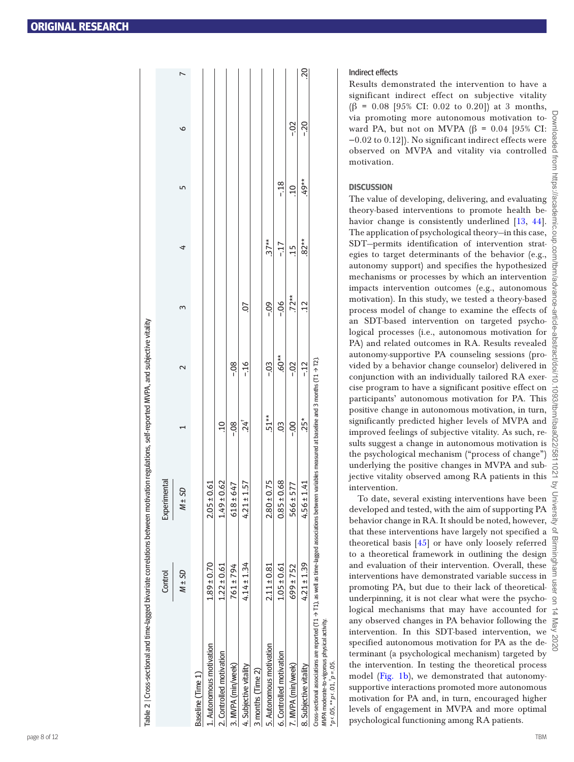**Table 2** | Cross-sectional and time-lagged bivariate correlations between motivation regulations, self-reported MVPA, and subjective vitality

| | Control | Experimental | 1 | 2 | 3 | 4 | 5 | 6 | 7 |
|---|---|---|---|---|---|---|---|---|---|
| | *M* ± *SD* | *M* ± *SD* | | | | | | | |
| Baseline (Time 1) | | | | | | | | | |
| 1. Autonomous motivation | 1.89 ± 0.70 | 2.05 ± 0.61 | | | | | | | |
| 2. Controlled motivation | 1.22 ± 0.61 | 1.49 ± 0.62 | .10 | | | | | | |
| 3. MVPA (min/week) | 761 ± 794 | 618 ± 647 | -.08 | -.08 | | | | | |
| 4. Subjective vitality | 4.14 ± 1.34 | 4.21 ± 1.57 | .24[†] | -.16 | .07 | | | | |
| 3 months (Time 2) | | | | | | | | | |
| 5. Autonomous motivation | 2.11 ± 0.81 | 2.80 ± 0.75 | .51** | -.03 | -.09 | .37** | | | |
| 6. Controlled motivation | 1.05 ± 0.61 | 0.85 ± 0.68 | .03 | .60** | -.06 | -.17 | -.18 | | |
| 7. MVPA (min/week) | 699 ± 752 | 566 ± 577 | -.00 | -.02 | .72** | .15 | .10 | -.02 | |
| 8. Subjective vitality | 4.21 ± 1.39 | 4.56 ± 1.41 | .25* | -.12 | .12 | .82** | .49** | -.20 | .20 |

Cross-sectional associations are reported (T1 → T1), as well as time-lagged associations between variables measured at baseline and 3 months (T1 → T2).
*MVPA* moderate-to-vigorous physical activity.
*$p < .05$, **$p < .01$, [†]$p = .05$.

### Indirect effects

Results demonstrated the intervention to have a significant indirect effect on subjective vitality (β = 0.08 [95% CI: 0.02 to 0.20]) at 3 months, via promoting more autonomous motivation toward PA, but not on MVPA (β = 0.04 [95% CI: −0.02 to 0.12]). No significant indirect effects were observed on MVPA and vitality via controlled motivation.

## DISCUSSION

The value of developing, delivering, and evaluating theory-based interventions to promote health behavior change is consistently underlined [13, 44]. The application of psychological theory—in this case, SDT—permits identification of intervention strategies to target determinants of the behavior (e.g., autonomy support) and specifies the hypothesized mechanisms or processes by which an intervention impacts intervention outcomes (e.g., autonomous motivation). In this study, we tested a theory-based process model of change to examine the effects of an SDT-based intervention on targeted psychological processes (i.e., autonomous motivation for PA) and related outcomes in RA. Results revealed autonomy-supportive PA counseling sessions (provided by a behavior change counselor) delivered in conjunction with an individually tailored RA exercise program to have a significant positive effect on participants' autonomous motivation for PA. This positive change in autonomous motivation, in turn, significantly predicted higher levels of MVPA and improved feelings of subjective vitality. As such, results suggest a change in autonomous motivation is the psychological mechanism ("process of change") underlying the positive changes in MVPA and subjective vitality observed among RA patients in this intervention.

To date, several existing interventions have been developed and tested, with the aim of supporting PA behavior change in RA. It should be noted, however, that these interventions have largely not specified a theoretical basis [45] or have only loosely referred to a theoretical framework in outlining the design and evaluation of their intervention. Overall, these interventions have demonstrated variable success in promoting PA, but due to their lack of theoretical-underpinning, it is not clear what were the psychological mechanisms that may have accounted for any observed changes in PA behavior following the intervention. In this SDT-based intervention, we specified autonomous motivation for PA as the determinant (a psychological mechanism) targeted by the intervention. In testing the theoretical process model (Fig. 1b), we demonstrated that autonomy-supportive interactions promoted more autonomous motivation for PA and, in turn, encouraged higher levels of engagement in MVPA and more optimal psychological functioning among RA patients.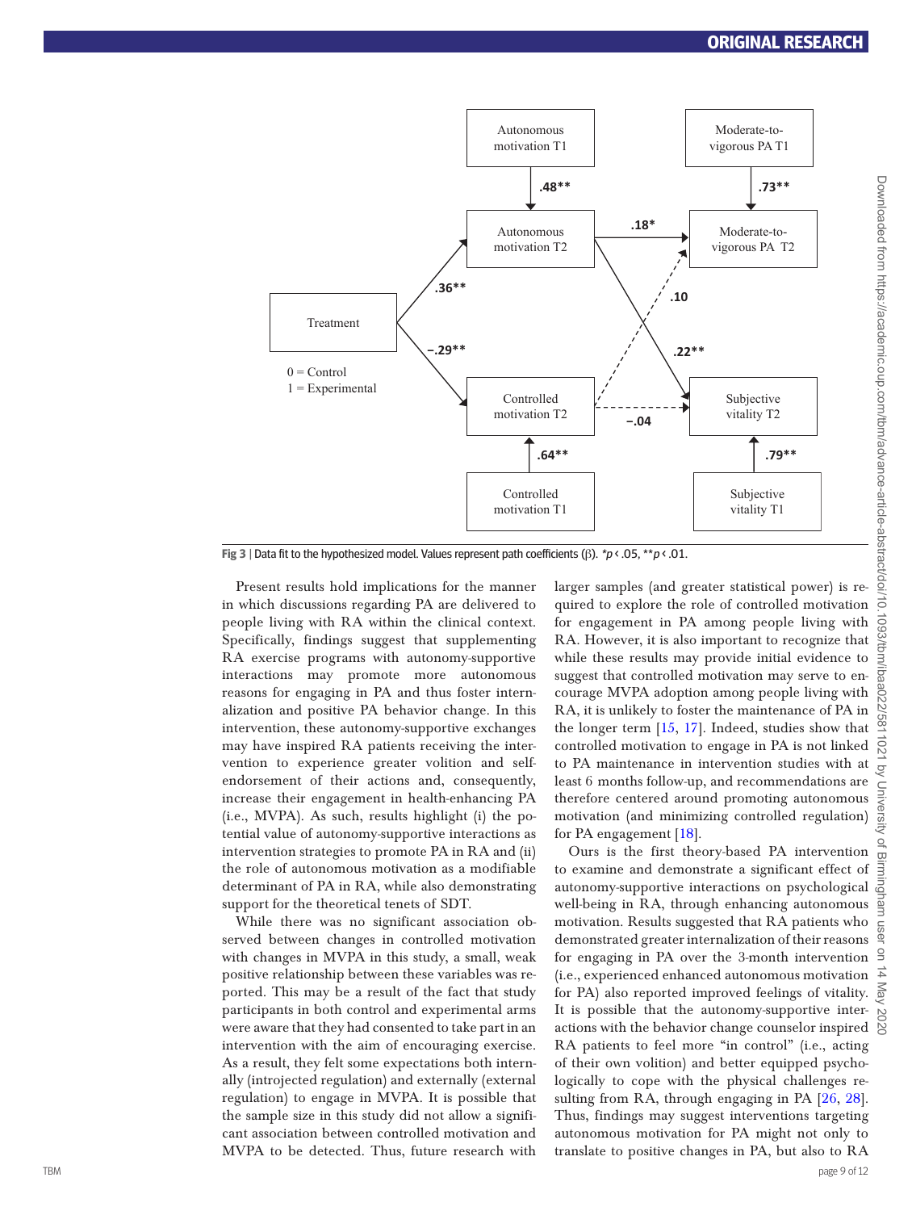Fig 3 | Data fit to the hypothesized model. Values represent path coefficients (β). *$p < .05$, **$p < .01$.

Present results hold implications for the manner in which discussions regarding PA are delivered to people living with RA within the clinical context. Specifically, findings suggest that supplementing RA exercise programs with autonomy-supportive interactions may promote more autonomous reasons for engaging in PA and thus foster internalization and positive PA behavior change. In this intervention, these autonomy-supportive exchanges may have inspired RA patients receiving the intervention to experience greater volition and self-endorsement of their actions and, consequently, increase their engagement in health-enhancing PA (i.e., MVPA). As such, results highlight (i) the potential value of autonomy-supportive interactions as intervention strategies to promote PA in RA and (ii) the role of autonomous motivation as a modifiable determinant of PA in RA, while also demonstrating support for the theoretical tenets of SDT.

While there was no significant association observed between changes in controlled motivation with changes in MVPA in this study, a small, weak positive relationship between these variables was reported. This may be a result of the fact that study participants in both control and experimental arms were aware that they had consented to take part in an intervention with the aim of encouraging exercise. As a result, they felt some expectations both internally (introjected regulation) and externally (external regulation) to engage in MVPA. It is possible that the sample size in this study did not allow a significant association between controlled motivation and MVPA to be detected. Thus, future research with larger samples (and greater statistical power) is required to explore the role of controlled motivation for engagement in PA among people living with RA. However, it is also important to recognize that while these results may provide initial evidence to suggest that controlled motivation may serve to encourage MVPA adoption among people living with RA, it is unlikely to foster the maintenance of PA in the longer term [15, 17]. Indeed, studies show that controlled motivation to engage in PA is not linked to PA maintenance in intervention studies with at least 6 months follow-up, and recommendations are therefore centered around promoting autonomous motivation (and minimizing controlled regulation) for PA engagement [18].

Ours is the first theory-based PA intervention to examine and demonstrate a significant effect of autonomy-supportive interactions on psychological well-being in RA, through enhancing autonomous motivation. Results suggested that RA patients who demonstrated greater internalization of their reasons for engaging in PA over the 3-month intervention (i.e., experienced enhanced autonomous motivation for PA) also reported improved feelings of vitality. It is possible that the autonomy-supportive interactions with the behavior change counselor inspired RA patients to feel more "in control" (i.e., acting of their own volition) and better equipped psychologically to cope with the physical challenges resulting from RA, through engaging in PA [26, 28]. Thus, findings may suggest interventions targeting autonomous motivation for PA might not only to translate to positive changes in PA, but also to RA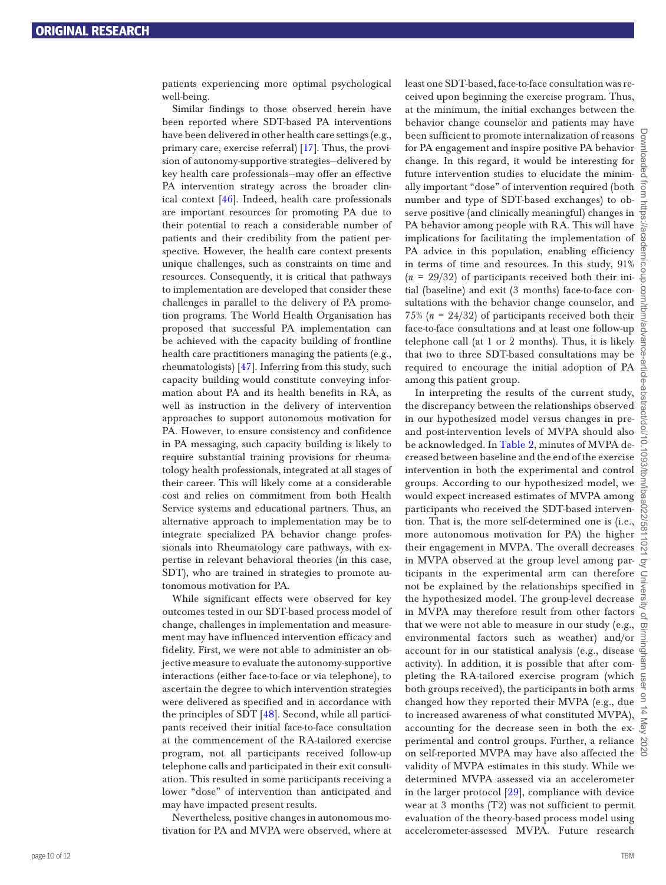patients experiencing more optimal psychological well-being.

Similar findings to those observed herein have been reported where SDT-based PA interventions have been delivered in other health care settings (e.g., primary care, exercise referral) [17]. Thus, the provision of autonomy-supportive strategies—delivered by key health care professionals—may offer an effective PA intervention strategy across the broader clinical context [46]. Indeed, health care professionals are important resources for promoting PA due to their potential to reach a considerable number of patients and their credibility from the patient perspective. However, the health care context presents unique challenges, such as constraints on time and resources. Consequently, it is critical that pathways to implementation are developed that consider these challenges in parallel to the delivery of PA promotion programs. The World Health Organisation has proposed that successful PA implementation can be achieved with the capacity building of frontline health care practitioners managing the patients (e.g., rheumatologists) [47]. Inferring from this study, such capacity building would constitute conveying information about PA and its health benefits in RA, as well as instruction in the delivery of intervention approaches to support autonomous motivation for PA. However, to ensure consistency and confidence in PA messaging, such capacity building is likely to require substantial training provisions for rheumatology health professionals, integrated at all stages of their career. This will likely come at a considerable cost and relies on commitment from both Health Service systems and educational partners. Thus, an alternative approach to implementation may be to integrate specialized PA behavior change professionals into Rheumatology care pathways, with expertise in relevant behavioral theories (in this case, SDT), who are trained in strategies to promote autonomous motivation for PA.

While significant effects were observed for key outcomes tested in our SDT-based process model of change, challenges in implementation and measurement may have influenced intervention efficacy and fidelity. First, we were not able to administer an objective measure to evaluate the autonomy-supportive interactions (either face-to-face or via telephone), to ascertain the degree to which intervention strategies were delivered as specified and in accordance with the principles of SDT [48]. Second, while all participants received their initial face-to-face consultation at the commencement of the RA-tailored exercise program, not all participants received follow-up telephone calls and participated in their exit consultation. This resulted in some participants receiving a lower "dose" of intervention than anticipated and may have impacted present results.

Nevertheless, positive changes in autonomous motivation for PA and MVPA were observed, where at least one SDT-based, face-to-face consultation was received upon beginning the exercise program. Thus, at the minimum, the initial exchanges between the behavior change counselor and patients may have been sufficient to promote internalization of reasons for PA engagement and inspire positive PA behavior change. In this regard, it would be interesting for future intervention studies to elucidate the minimally important "dose" of intervention required (both number and type of SDT-based exchanges) to observe positive (and clinically meaningful) changes in PA behavior among people with RA. This will have implications for facilitating the implementation of PA advice in this population, enabling efficiency in terms of time and resources. In this study, 91% ($n$ = 29/32) of participants received both their initial (baseline) and exit (3 months) face-to-face consultations with the behavior change counselor, and 75% ($n$ = 24/32) of participants received both their face-to-face consultations and at least one follow-up telephone call (at 1 or 2 months). Thus, it is likely that two to three SDT-based consultations may be required to encourage the initial adoption of PA among this patient group.

In interpreting the results of the current study, the discrepancy between the relationships observed in our hypothesized model versus changes in pre- and post-intervention levels of MVPA should also be acknowledged. In Table 2, minutes of MVPA decreased between baseline and the end of the exercise intervention in both the experimental and control groups. According to our hypothesized model, we would expect increased estimates of MVPA among participants who received the SDT-based intervention. That is, the more self-determined one is (i.e., more autonomous motivation for PA) the higher their engagement in MVPA. The overall decreases in MVPA observed at the group level among participants in the experimental arm can therefore not be explained by the relationships specified in the hypothesized model. The group-level decrease in MVPA may therefore result from other factors that we were not able to measure in our study (e.g., environmental factors such as weather) and/or account for in our statistical analysis (e.g., disease activity). In addition, it is possible that after completing the RA-tailored exercise program (which both groups received), the participants in both arms changed how they reported their MVPA (e.g., due to increased awareness of what constituted MVPA), accounting for the decrease seen in both the experimental and control groups. Further, a reliance on self-reported MVPA may have also affected the validity of MVPA estimates in this study. While we determined MVPA assessed via an accelerometer in the larger protocol [29], compliance with device wear at 3 months (T2) was not sufficient to permit evaluation of the theory-based process model using accelerometer-assessed MVPA. Future research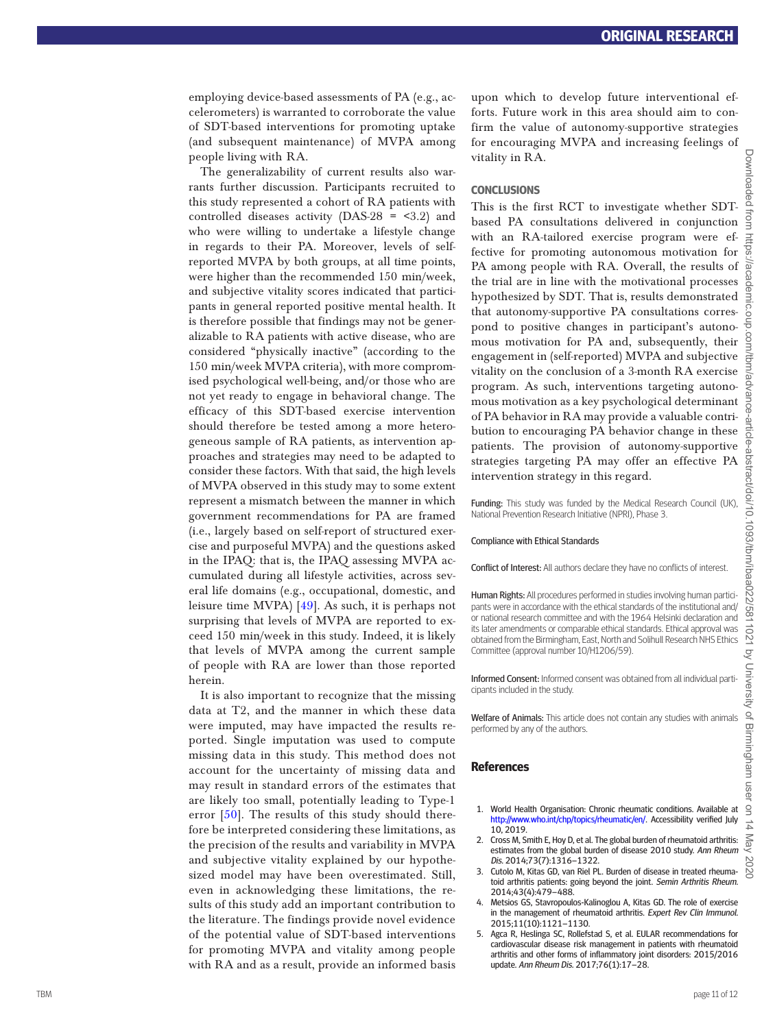employing device-based assessments of PA (e.g., accelerometers) is warranted to corroborate the value of SDT-based interventions for promoting uptake (and subsequent maintenance) of MVPA among people living with RA.

The generalizability of current results also warrants further discussion. Participants recruited to this study represented a cohort of RA patients with controlled diseases activity (DAS-28 = <3.2) and who were willing to undertake a lifestyle change in regards to their PA. Moreover, levels of self-reported MVPA by both groups, at all time points, were higher than the recommended 150 min/week, and subjective vitality scores indicated that participants in general reported positive mental health. It is therefore possible that findings may not be generalizable to RA patients with active disease, who are considered "physically inactive" (according to the 150 min/week MVPA criteria), with more compromised psychological well-being, and/or those who are not yet ready to engage in behavioral change. The efficacy of this SDT-based exercise intervention should therefore be tested among a more heterogeneous sample of RA patients, as intervention approaches and strategies may need to be adapted to consider these factors. With that said, the high levels of MVPA observed in this study may to some extent represent a mismatch between the manner in which government recommendations for PA are framed (i.e., largely based on self-report of structured exercise and purposeful MVPA) and the questions asked in the IPAQ: that is, the IPAQ assessing MVPA accumulated during all lifestyle activities, across several life domains (e.g., occupational, domestic, and leisure time MVPA) [49]. As such, it is perhaps not surprising that levels of MVPA are reported to exceed 150 min/week in this study. Indeed, it is likely that levels of MVPA among the current sample of people with RA are lower than those reported herein.

It is also important to recognize that the missing data at T2, and the manner in which these data were imputed, may have impacted the results reported. Single imputation was used to compute missing data in this study. This method does not account for the uncertainty of missing data and may result in standard errors of the estimates that are likely too small, potentially leading to Type-1 error [50]. The results of this study should therefore be interpreted considering these limitations, as the precision of the results and variability in MVPA and subjective vitality explained by our hypothesized model may have been overestimated. Still, even in acknowledging these limitations, the results of this study add an important contribution to the literature. The findings provide novel evidence of the potential value of SDT-based interventions for promoting MVPA and vitality among people with RA and as a result, provide an informed basis upon which to develop future interventional efforts. Future work in this area should aim to confirm the value of autonomy-supportive strategies for encouraging MVPA and increasing feelings of vitality in RA.

## CONCLUSIONS

This is the first RCT to investigate whether SDT-based PA consultations delivered in conjunction with an RA-tailored exercise program were effective for promoting autonomous motivation for PA among people with RA. Overall, the results of the trial are in line with the motivational processes hypothesized by SDT. That is, results demonstrated that autonomy-supportive PA consultations correspond to positive changes in participant's autonomous motivation for PA and, subsequently, their engagement in (self-reported) MVPA and subjective vitality on the conclusion of a 3-month RA exercise program. As such, interventions targeting autonomous motivation as a key psychological determinant of PA behavior in RA may provide a valuable contribution to encouraging PA behavior change in these patients. The provision of autonomy-supportive strategies targeting PA may offer an effective PA intervention strategy in this regard.

**Funding:** This study was funded by the Medical Research Council (UK), National Prevention Research Initiative (NPRI), Phase 3.

Compliance with Ethical Standards

**Conflict of Interest:** All authors declare they have no conflicts of interest.

**Human Rights:** All procedures performed in studies involving human participants were in accordance with the ethical standards of the institutional and/or national research committee and with the 1964 Helsinki declaration and its later amendments or comparable ethical standards. Ethical approval was obtained from the Birmingham, East, North and Solihull Research NHS Ethics Committee (approval number 10/H1206/59).

**Informed Consent:** Informed consent was obtained from all individual participants included in the study.

**Welfare of Animals:** This article does not contain any studies with animals performed by any of the authors.

## References

1. World Health Organisation: Chronic rheumatic conditions. Available at http://www.who.int/chp/topics/rheumatic/en/. Accessibility verified July 10, 2019.
2. Cross M, Smith E, Hoy D, et al. The global burden of rheumatoid arthritis: estimates from the global burden of disease 2010 study. *Ann Rheum Dis.* 2014;73(7):1316–1322.
3. Cutolo M, Kitas GD, van Riel PL. Burden of disease in treated rheumatoid arthritis patients: going beyond the joint. *Semin Arthritis Rheum.* 2014;43(4):479–488.
4. Metsios GS, Stavropoulos-Kalinoglou A, Kitas GD. The role of exercise in the management of rheumatoid arthritis. *Expert Rev Clin Immunol.* 2015;11(10):1121–1130.
5. Agca R, Heslinga SC, Rollefstad S, et al. EULAR recommendations for cardiovascular disease risk management in patients with rheumatoid arthritis and other forms of inflammatory joint disorders: 2015/2016 update. *Ann Rheum Dis.* 2017;76(1):17–28.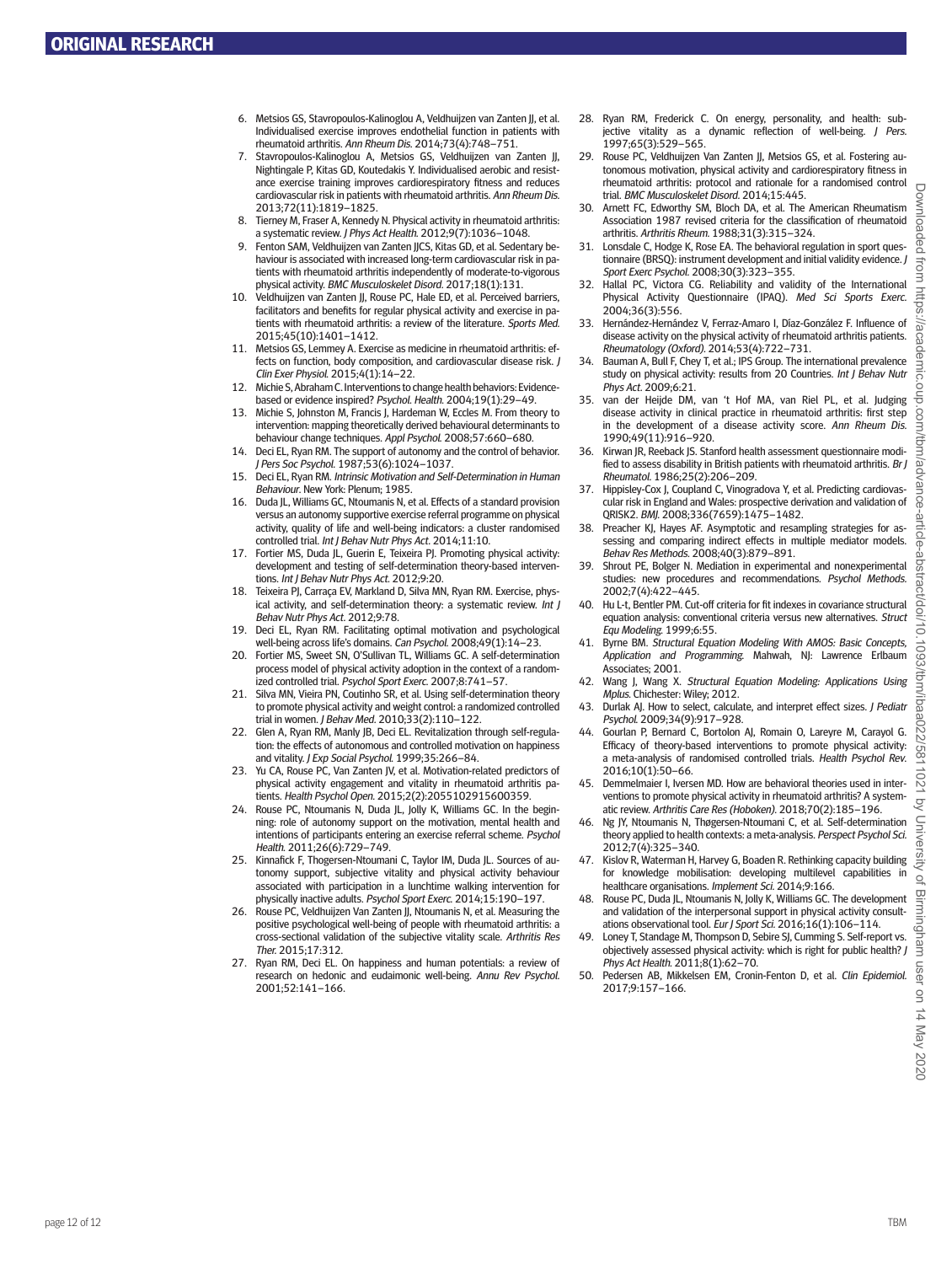6. Metsios GS, Stavropoulos-Kalinoglou A, Veldhuijzen van Zanten JJ, et al. Individualised exercise improves endothelial function in patients with rheumatoid arthritis. *Ann Rheum Dis.* 2014;73(4):748–751.
7. Stavropoulos-Kalinoglou A, Metsios GS, Veldhuijzen van Zanten JJ, Nightingale P, Kitas GD, Koutedakis Y. Individualised aerobic and resistance exercise training improves cardiorespiratory fitness and reduces cardiovascular risk in patients with rheumatoid arthritis. *Ann Rheum Dis.* 2013;72(11):1819–1825.
8. Tierney M, Fraser A, Kennedy N. Physical activity in rheumatoid arthritis: a systematic review. *J Phys Act Health.* 2012;9(7):1036–1048.
9. Fenton SAM, Veldhuijzen van Zanten JJCS, Kitas GD, et al. Sedentary behaviour is associated with increased long-term cardiovascular risk in patients with rheumatoid arthritis independently of moderate-to-vigorous physical activity. *BMC Musculoskelet Disord.* 2017;18(1):131.
10. Veldhuijzen van Zanten JJ, Rouse PC, Hale ED, et al. Perceived barriers, facilitators and benefits for regular physical activity and exercise in patients with rheumatoid arthritis: a review of the literature. *Sports Med.* 2015;45(10):1401–1412.
11. Metsios GS, Lemmey A. Exercise as medicine in rheumatoid arthritis: effects on function, body composition, and cardiovascular disease risk. *J Clin Exer Physiol.* 2015;4(1):14–22.
12. Michie S, Abraham C. Interventions to change health behaviors: Evidence-based or evidence inspired? *Psychol. Health.* 2004;19(1):29–49.
13. Michie S, Johnston M, Francis J, Hardeman W, Eccles M. From theory to intervention: mapping theoretically derived behavioural determinants to behaviour change techniques. *Appl Psychol.* 2008;57:660–680.
14. Deci EL, Ryan RM. The support of autonomy and the control of behavior. *J Pers Soc Psychol.* 1987;53(6):1024–1037.
15. Deci EL, Ryan RM. *Intrinsic Motivation and Self-Determination in Human Behaviour*. New York: Plenum; 1985.
16. Duda JL, Williams GC, Ntoumanis N, et al. Effects of a standard provision versus an autonomy supportive exercise referral programme on physical activity, quality of life and well-being indicators: a cluster randomised controlled trial. *Int J Behav Nutr Phys Act.* 2014;11:10.
17. Fortier MS, Duda JL, Guerin E, Teixeira PJ. Promoting physical activity: development and testing of self-determination theory-based interventions. *Int J Behav Nutr Phys Act.* 2012;9:20.
18. Teixeira PJ, Carraça EV, Markland D, Silva MN, Ryan RM. Exercise, physical activity, and self-determination theory: a systematic review. *Int J Behav Nutr Phys Act.* 2012;9:78.
19. Deci EL, Ryan RM. Facilitating optimal motivation and psychological well-being across life's domains. *Can Psychol.* 2008;49(1):14–23.
20. Fortier MS, Sweet SN, O'Sullivan TL, Williams GC. A self-determination process model of physical activity adoption in the context of a randomized controlled trial. *Psychol Sport Exerc.* 2007;8:741–57.
21. Silva MN, Vieira PN, Coutinho SR, et al. Using self-determination theory to promote physical activity and weight control: a randomized controlled trial in women. *J Behav Med.* 2010;33(2):110–122.
22. Glen A, Ryan RM, Manly JB, Deci EL. Revitalization through self-regulation: the effects of autonomous and controlled motivation on happiness and vitality. *J Exp Social Psychol.* 1999;35:266–84.
23. Yu CA, Rouse PC, Van Zanten JV, et al. Motivation-related predictors of physical activity engagement and vitality in rheumatoid arthritis patients. *Health Psychol Open.* 2015;2(2):2055102915600359.
24. Rouse PC, Ntoumanis N, Duda JL, Jolly K, Williams GC. In the beginning: role of autonomy support on the motivation, mental health and intentions of participants entering an exercise referral scheme. *Psychol Health.* 2011;26(6):729–749.
25. Kinnafick F, Thogersen-Ntoumani C, Taylor IM, Duda JL. Sources of autonomy support, subjective vitality and physical activity behaviour associated with participation in a lunchtime walking intervention for physically inactive adults. *Psychol Sport Exerc.* 2014;15:190–197.
26. Rouse PC, Veldhuijzen Van Zanten JJ, Ntoumanis N, et al. Measuring the positive psychological well-being of people with rheumatoid arthritis: a cross-sectional validation of the subjective vitality scale. *Arthritis Res Ther.* 2015;17:312.
27. Ryan RM, Deci EL. On happiness and human potentials: a review of research on hedonic and eudaimonic well-being. *Annu Rev Psychol.* 2001;52:141–166.
28. Ryan RM, Frederick C. On energy, personality, and health: subjective vitality as a dynamic reflection of well-being. *J Pers.* 1997;65(3):529–565.
29. Rouse PC, Veldhuijzen Van Zanten JJ, Metsios GS, et al. Fostering autonomous motivation, physical activity and cardiorespiratory fitness in rheumatoid arthritis: protocol and rationale for a randomised control trial. *BMC Musculoskelet Disord.* 2014;15:445.
30. Arnett FC, Edworthy SM, Bloch DA, et al. The American Rheumatism Association 1987 revised criteria for the classification of rheumatoid arthritis. *Arthritis Rheum.* 1988;31(3):315–324.
31. Lonsdale C, Hodge K, Rose EA. The behavioral regulation in sport questionnaire (BRSQ): instrument development and initial validity evidence. *J Sport Exerc Psychol.* 2008;30(3):323–355.
32. Hallal PC, Victora CG. Reliability and validity of the International Physical Activity Questionnaire (IPAQ). *Med Sci Sports Exerc.* 2004;36(3):556.
33. Hernández-Hernández V, Ferraz-Amaro I, Díaz-González F. Influence of disease activity on the physical activity of rheumatoid arthritis patients. *Rheumatology (Oxford).* 2014;53(4):722–731.
34. Bauman A, Bull F, Chey T, et al.; IPS Group. The international prevalence study on physical activity: results from 20 Countries. *Int J Behav Nutr Phys Act.* 2009;6:21.
35. van der Heijde DM, van 't Hof MA, van Riel PL, et al. Judging disease activity in clinical practice in rheumatoid arthritis: first step in the development of a disease activity score. *Ann Rheum Dis.* 1990;49(11):916–920.
36. Kirwan JR, Reeback JS. Stanford health assessment questionnaire modified to assess disability in British patients with rheumatoid arthritis. *Br J Rheumatol.* 1986;25(2):206–209.
37. Hippisley-Cox J, Coupland C, Vinogradova Y, et al. Predicting cardiovascular risk in England and Wales: prospective derivation and validation of QRISK2. *BMJ.* 2008;336(7659):1475–1482.
38. Preacher KJ, Hayes AF. Asymptotic and resampling strategies for assessing and comparing indirect effects in multiple mediator models. *Behav Res Methods.* 2008;40(3):879–891.
39. Shrout PE, Bolger N. Mediation in experimental and nonexperimental studies: new procedures and recommendations. *Psychol Methods.* 2002;7(4):422–445.
40. Hu L-t, Bentler PM. Cut-off criteria for fit indexes in covariance structural equation analysis: conventional criteria versus new alternatives. *Struct Equ Modeling.* 1999;6:55.
41. Byrne BM. *Structural Equation Modeling With AMOS: Basic Concepts, Application and Programming.* Mahwah, NJ: Lawrence Erlbaum Associates; 2001.
42. Wang J, Wang X. *Structural Equation Modeling: Applications Using Mplus.* Chichester: Wiley; 2012.
43. Durlak AJ. How to select, calculate, and interpret effect sizes. *J Pediatr Psychol.* 2009;34(9):917–928.
44. Gourlan P, Bernard C, Bortolon AJ, Romain O, Lareyre M, Carayol G. Efficacy of theory-based interventions to promote physical activity: a meta-analysis of randomised controlled trials. *Health Psychol Rev.* 2016;10(1):50–66.
45. Demmelmaier I, Iversen MD. How are behavioral theories used in interventions to promote physical activity in rheumatoid arthritis? A systematic review. *Arthritis Care Res (Hoboken).* 2018;70(2):185–196.
46. Ng JY, Ntoumanis N, Thøgersen-Ntoumani C, et al. Self-determination theory applied to health contexts: a meta-analysis. *Perspect Psychol Sci.* 2012;7(4):325–340.
47. Kislov R, Waterman H, Harvey G, Boaden R. Rethinking capacity building for knowledge mobilisation: developing multilevel capabilities in healthcare organisations. *Implement Sci.* 2014;9:166.
48. Rouse PC, Duda JL, Ntoumanis N, Jolly K, Williams GC. The development and validation of the interpersonal support in physical activity consultations observational tool. *Eur J Sport Sci.* 2016;16(1):106–114.
49. Loney T, Standage M, Thompson D, Sebire SJ, Cumming S. Self-report vs. objectively assessed physical activity: which is right for public health? *J Phys Act Health.* 2011;8(1):62–70.
50. Pedersen AB, Mikkelsen EM, Cronin-Fenton D, et al. *Clin Epidemiol.* 2017;9:157–166.